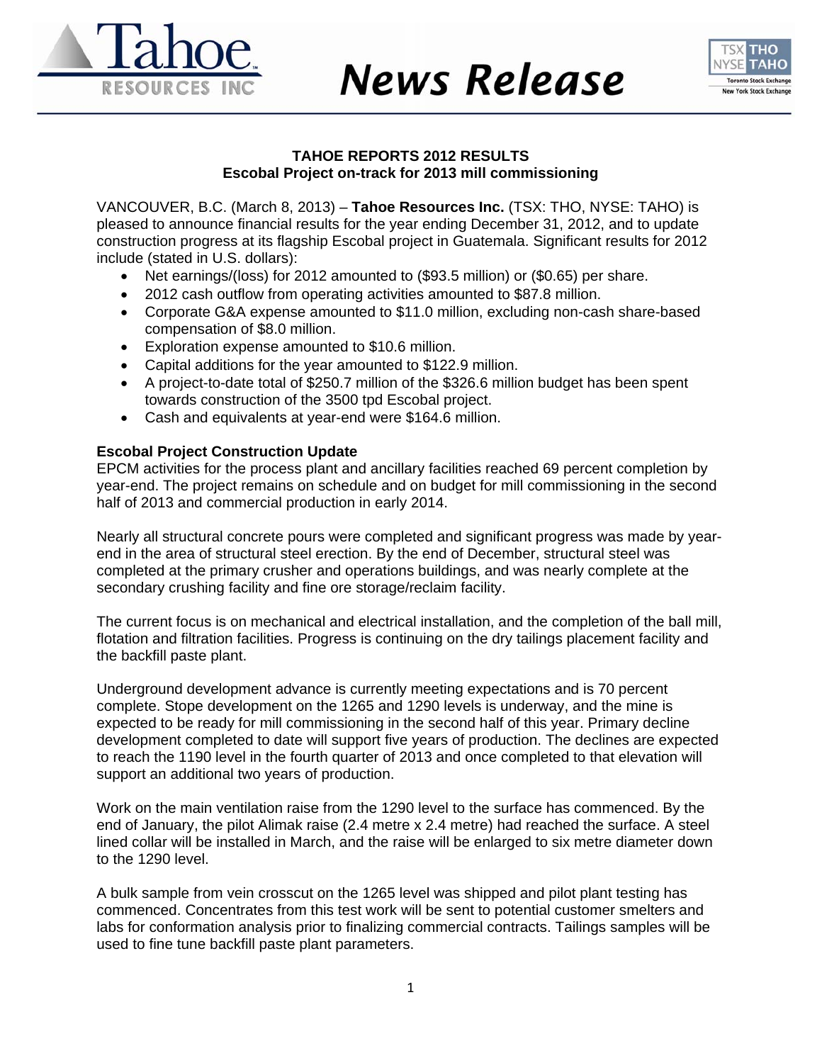# TAHOE REPORTS 2012 RESULTS

## Escobal Project on-track for 2013 mill commissioning

VANCOUVER, B.C. (March 8, 2013) – **Tahoe Resources Inc.** (TSX: THO, NYSE: TAHO) is pleased to announce financial results for the year ending December 31, 2012, and to update construction progress at its flagship Escobal project in Guatemala. Significant results for 2012 include (stated in U.S. dollars):

- Net earnings/(loss) for 2012 amounted to ($93.5 million) or ($0.65) per share.
- 2012 cash outflow from operating activities amounted to $87.8 million.
- Corporate G&A expense amounted to $11.0 million, excluding non-cash share-based compensation of $8.0 million.
- Exploration expense amounted to $10.6 million.
- Capital additions for the year amounted to $122.9 million.
- A project-to-date total of $250.7 million of the $326.6 million budget has been spent towards construction of the 3500 tpd Escobal project.
- Cash and equivalents at year-end were $164.6 million.

**Escobal Project Construction Update**

EPCM activities for the process plant and ancillary facilities reached 69 percent completion by year-end. The project remains on schedule and on budget for mill commissioning in the second half of 2013 and commercial production in early 2014.

Nearly all structural concrete pours were completed and significant progress was made by year-end in the area of structural steel erection. By the end of December, structural steel was completed at the primary crusher and operations buildings, and was nearly complete at the secondary crushing facility and fine ore storage/reclaim facility.

The current focus is on mechanical and electrical installation, and the completion of the ball mill, flotation and filtration facilities. Progress is continuing on the dry tailings placement facility and the backfill paste plant.

Underground development advance is currently meeting expectations and is 70 percent complete. Stope development on the 1265 and 1290 levels is underway, and the mine is expected to be ready for mill commissioning in the second half of this year. Primary decline development completed to date will support five years of production. The declines are expected to reach the 1190 level in the fourth quarter of 2013 and once completed to that elevation will support an additional two years of production.

Work on the main ventilation raise from the 1290 level to the surface has commenced. By the end of January, the pilot Alimak raise (2.4 metre x 2.4 metre) had reached the surface. A steel lined collar will be installed in March, and the raise will be enlarged to six metre diameter down to the 1290 level.

A bulk sample from vein crosscut on the 1265 level was shipped and pilot plant testing has commenced. Concentrates from this test work will be sent to potential customer smelters and labs for conformation analysis prior to finalizing commercial contracts. Tailings samples will be used to fine tune backfill paste plant parameters.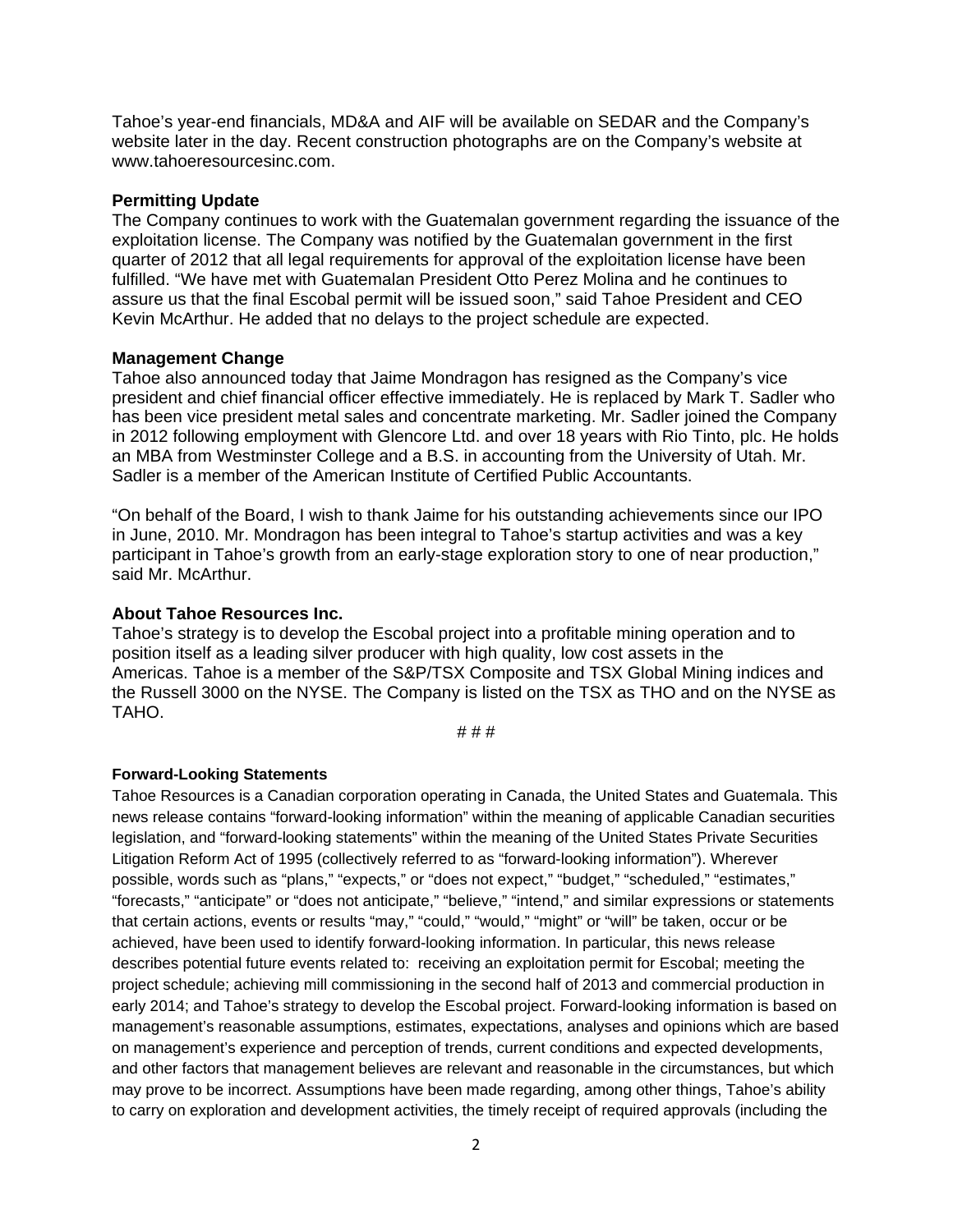Tahoe's year-end financials, MD&A and AIF will be available on SEDAR and the Company's website later in the day. Recent construction photographs are on the Company's website at www.tahoeresourcesinc.com.

**Permitting Update**

The Company continues to work with the Guatemalan government regarding the issuance of the exploitation license. The Company was notified by the Guatemalan government in the first quarter of 2012 that all legal requirements for approval of the exploitation license have been fulfilled. "We have met with Guatemalan President Otto Perez Molina and he continues to assure us that the final Escobal permit will be issued soon," said Tahoe President and CEO Kevin McArthur. He added that no delays to the project schedule are expected.

**Management Change**

Tahoe also announced today that Jaime Mondragon has resigned as the Company's vice president and chief financial officer effective immediately. He is replaced by Mark T. Sadler who has been vice president metal sales and concentrate marketing. Mr. Sadler joined the Company in 2012 following employment with Glencore Ltd. and over 18 years with Rio Tinto, plc. He holds an MBA from Westminster College and a B.S. in accounting from the University of Utah. Mr. Sadler is a member of the American Institute of Certified Public Accountants.

"On behalf of the Board, I wish to thank Jaime for his outstanding achievements since our IPO in June, 2010. Mr. Mondragon has been integral to Tahoe's startup activities and was a key participant in Tahoe's growth from an early-stage exploration story to one of near production," said Mr. McArthur.

**About Tahoe Resources Inc.**

Tahoe's strategy is to develop the Escobal project into a profitable mining operation and to position itself as a leading silver producer with high quality, low cost assets in the Americas. Tahoe is a member of the S&P/TSX Composite and TSX Global Mining indices and the Russell 3000 on the NYSE. The Company is listed on the TSX as THO and on the NYSE as TAHO.

# # #

**Forward-Looking Statements**

Tahoe Resources is a Canadian corporation operating in Canada, the United States and Guatemala. This news release contains "forward-looking information" within the meaning of applicable Canadian securities legislation, and "forward-looking statements" within the meaning of the United States Private Securities Litigation Reform Act of 1995 (collectively referred to as "forward-looking information"). Wherever possible, words such as "plans," "expects," or "does not expect," "budget," "scheduled," "estimates," "forecasts," "anticipate" or "does not anticipate," "believe," "intend," and similar expressions or statements that certain actions, events or results "may," "could," "would," "might" or "will" be taken, occur or be achieved, have been used to identify forward-looking information. In particular, this news release describes potential future events related to: receiving an exploitation permit for Escobal; meeting the project schedule; achieving mill commissioning in the second half of 2013 and commercial production in early 2014; and Tahoe's strategy to develop the Escobal project. Forward-looking information is based on management's reasonable assumptions, estimates, expectations, analyses and opinions which are based on management's experience and perception of trends, current conditions and expected developments, and other factors that management believes are relevant and reasonable in the circumstances, but which may prove to be incorrect. Assumptions have been made regarding, among other things, Tahoe's ability to carry on exploration and development activities, the timely receipt of required approvals (including the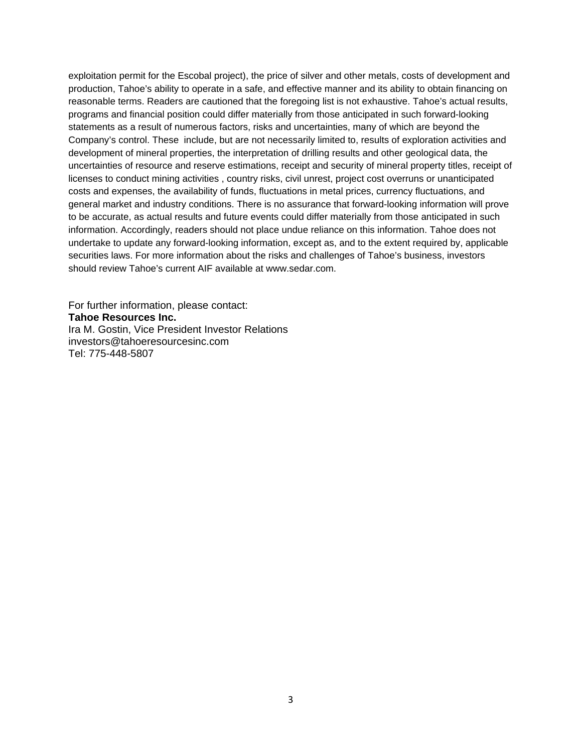exploitation permit for the Escobal project), the price of silver and other metals, costs of development and production, Tahoe's ability to operate in a safe, and effective manner and its ability to obtain financing on reasonable terms. Readers are cautioned that the foregoing list is not exhaustive. Tahoe's actual results, programs and financial position could differ materially from those anticipated in such forward-looking statements as a result of numerous factors, risks and uncertainties, many of which are beyond the Company's control. These include, but are not necessarily limited to, results of exploration activities and development of mineral properties, the interpretation of drilling results and other geological data, the uncertainties of resource and reserve estimations, receipt and security of mineral property titles, receipt of licenses to conduct mining activities , country risks, civil unrest, project cost overruns or unanticipated costs and expenses, the availability of funds, fluctuations in metal prices, currency fluctuations, and general market and industry conditions. There is no assurance that forward-looking information will prove to be accurate, as actual results and future events could differ materially from those anticipated in such information. Accordingly, readers should not place undue reliance on this information. Tahoe does not undertake to update any forward-looking information, except as, and to the extent required by, applicable securities laws. For more information about the risks and challenges of Tahoe's business, investors should review Tahoe's current AIF available at www.sedar.com.

For further information, please contact:
**Tahoe Resources Inc.**
Ira M. Gostin, Vice President Investor Relations
investors@tahoeresourcesinc.com
Tel: 775-448-5807